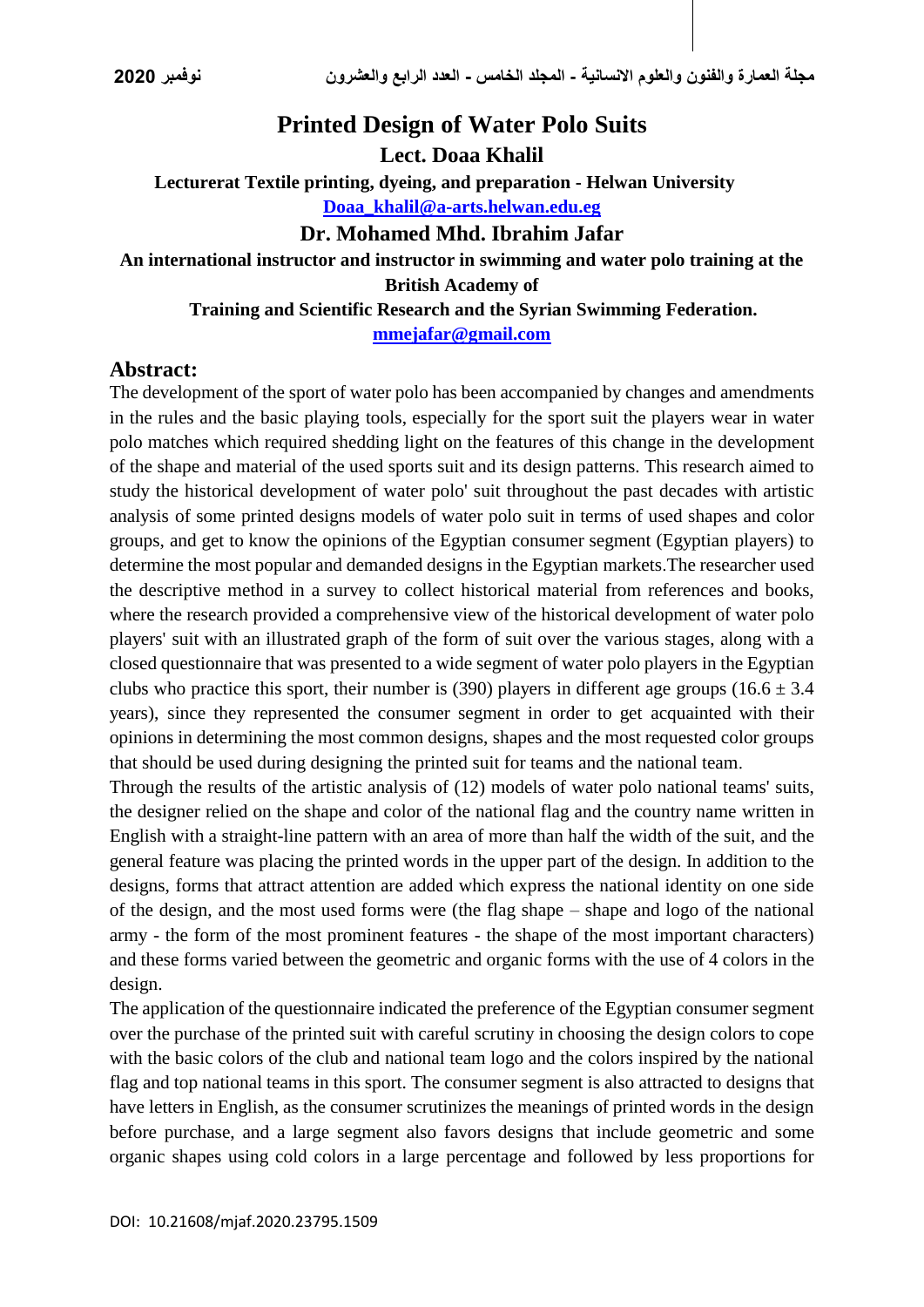# Printed Design of Water Polo Suits

**Lect. Doaa Khalil**

**Lecturerat Textile printing, dyeing, and preparation - Helwan University**

**Doaa_khalil@a-arts.helwan.edu.eg**

**Dr. Mohamed Mhd. Ibrahim Jafar**

**An international instructor and instructor in swimming and water polo training at the British Academy of Training and Scientific Research and the Syrian Swimming Federation.**

**mmejafar@gmail.com**

## Abstract:

The development of the sport of water polo has been accompanied by changes and amendments in the rules and the basic playing tools, especially for the sport suit the players wear in water polo matches which required shedding light on the features of this change in the development of the shape and material of the used sports suit and its design patterns. This research aimed to study the historical development of water polo' suit throughout the past decades with artistic analysis of some printed designs models of water polo suit in terms of used shapes and color groups, and get to know the opinions of the Egyptian consumer segment (Egyptian players) to determine the most popular and demanded designs in the Egyptian markets.The researcher used the descriptive method in a survey to collect historical material from references and books, where the research provided a comprehensive view of the historical development of water polo players' suit with an illustrated graph of the form of suit over the various stages, along with a closed questionnaire that was presented to a wide segment of water polo players in the Egyptian clubs who practice this sport, their number is (390) players in different age groups (16.6 ± 3.4 years), since they represented the consumer segment in order to get acquainted with their opinions in determining the most common designs, shapes and the most requested color groups that should be used during designing the printed suit for teams and the national team.

Through the results of the artistic analysis of (12) models of water polo national teams' suits, the designer relied on the shape and color of the national flag and the country name written in English with a straight-line pattern with an area of more than half the width of the suit, and the general feature was placing the printed words in the upper part of the design. In addition to the designs, forms that attract attention are added which express the national identity on one side of the design, and the most used forms were (the flag shape – shape and logo of the national army - the form of the most prominent features - the shape of the most important characters) and these forms varied between the geometric and organic forms with the use of 4 colors in the design.

The application of the questionnaire indicated the preference of the Egyptian consumer segment over the purchase of the printed suit with careful scrutiny in choosing the design colors to cope with the basic colors of the club and national team logo and the colors inspired by the national flag and top national teams in this sport. The consumer segment is also attracted to designs that have letters in English, as the consumer scrutinizes the meanings of printed words in the design before purchase, and a large segment also favors designs that include geometric and some organic shapes using cold colors in a large percentage and followed by less proportions for

DOI: 10.21608/mjaf.2020.23795.1509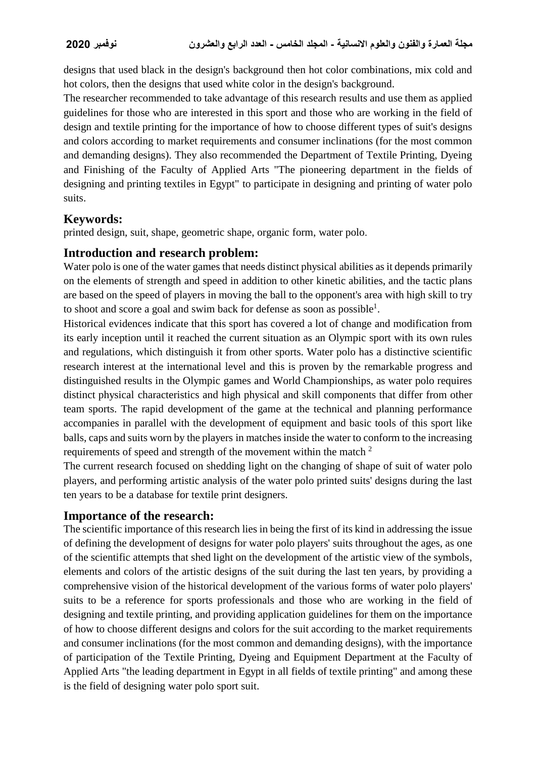designs that used black in the design's background then hot color combinations, mix cold and hot colors, then the designs that used white color in the design's background.

The researcher recommended to take advantage of this research results and use them as applied guidelines for those who are interested in this sport and those who are working in the field of design and textile printing for the importance of how to choose different types of suit's designs and colors according to market requirements and consumer inclinations (for the most common and demanding designs). They also recommended the Department of Textile Printing, Dyeing and Finishing of the Faculty of Applied Arts "The pioneering department in the fields of designing and printing textiles in Egypt" to participate in designing and printing of water polo suits.

## Keywords:

printed design, suit, shape, geometric shape, organic form, water polo.

## Introduction and research problem:

Water polo is one of the water games that needs distinct physical abilities as it depends primarily on the elements of strength and speed in addition to other kinetic abilities, and the tactic plans are based on the speed of players in moving the ball to the opponent's area with high skill to try to shoot and score a goal and swim back for defense as soon as possible[1].

Historical evidences indicate that this sport has covered a lot of change and modification from its early inception until it reached the current situation as an Olympic sport with its own rules and regulations, which distinguish it from other sports. Water polo has a distinctive scientific research interest at the international level and this is proven by the remarkable progress and distinguished results in the Olympic games and World Championships, as water polo requires distinct physical characteristics and high physical and skill components that differ from other team sports. The rapid development of the game at the technical and planning performance accompanies in parallel with the development of equipment and basic tools of this sport like balls, caps and suits worn by the players in matches inside the water to conform to the increasing requirements of speed and strength of the movement within the match [2]

The current research focused on shedding light on the changing of shape of suit of water polo players, and performing artistic analysis of the water polo printed suits' designs during the last ten years to be a database for textile print designers.

## Importance of the research:

The scientific importance of this research lies in being the first of its kind in addressing the issue of defining the development of designs for water polo players' suits throughout the ages, as one of the scientific attempts that shed light on the development of the artistic view of the symbols, elements and colors of the artistic designs of the suit during the last ten years, by providing a comprehensive vision of the historical development of the various forms of water polo players' suits to be a reference for sports professionals and those who are working in the field of designing and textile printing, and providing application guidelines for them on the importance of how to choose different designs and colors for the suit according to the market requirements and consumer inclinations (for the most common and demanding designs), with the importance of participation of the Textile Printing, Dyeing and Equipment Department at the Faculty of Applied Arts "the leading department in Egypt in all fields of textile printing" and among these is the field of designing water polo sport suit.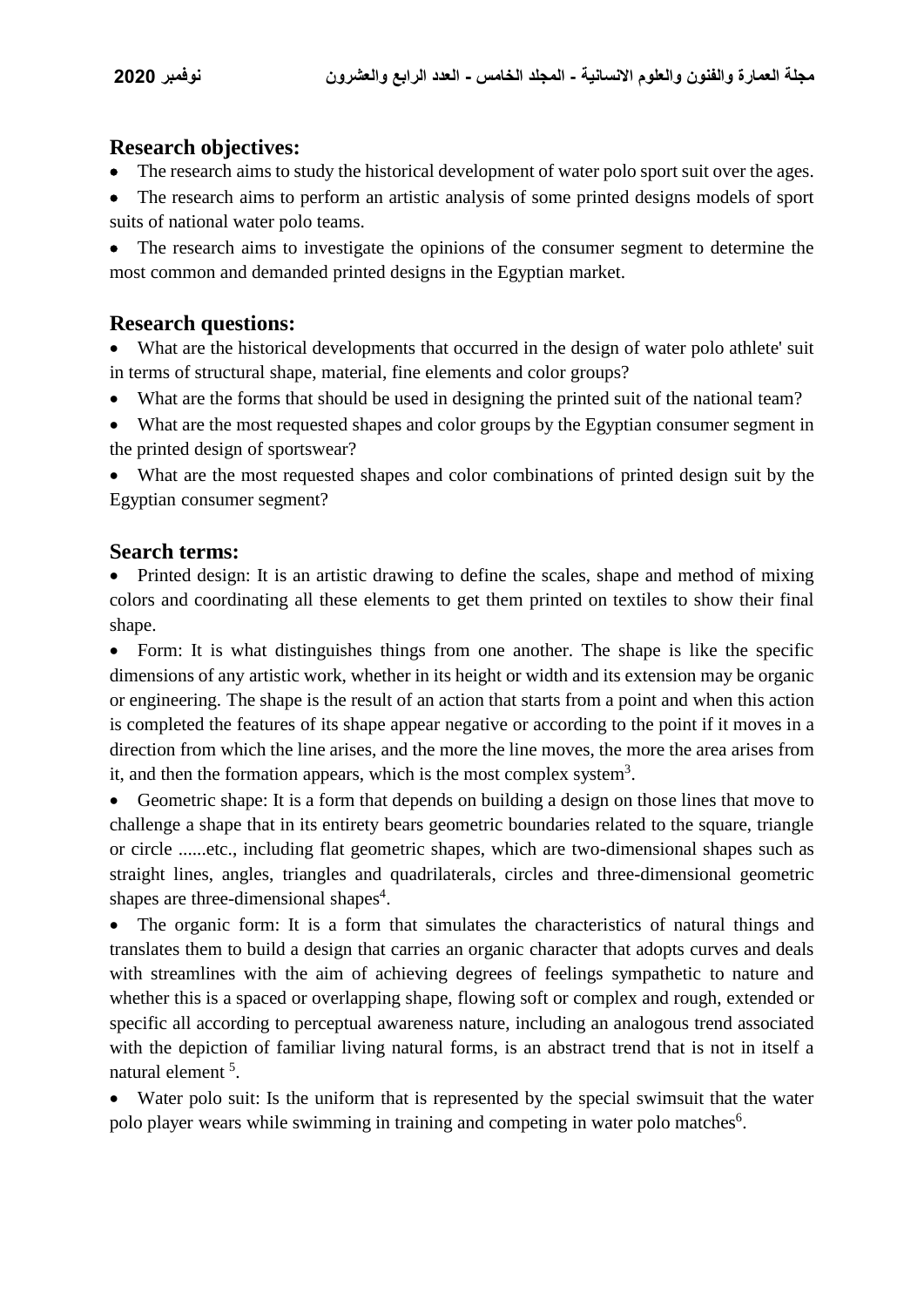## Research objectives:

- The research aims to study the historical development of water polo sport suit over the ages.
- The research aims to perform an artistic analysis of some printed designs models of sport suits of national water polo teams.
- The research aims to investigate the opinions of the consumer segment to determine the most common and demanded printed designs in the Egyptian market.

## Research questions:

- What are the historical developments that occurred in the design of water polo athlete' suit in terms of structural shape, material, fine elements and color groups?
- What are the forms that should be used in designing the printed suit of the national team?
- What are the most requested shapes and color groups by the Egyptian consumer segment in the printed design of sportswear?
- What are the most requested shapes and color combinations of printed design suit by the Egyptian consumer segment?

## Search terms:

- Printed design: It is an artistic drawing to define the scales, shape and method of mixing colors and coordinating all these elements to get them printed on textiles to show their final shape.
- Form: It is what distinguishes things from one another. The shape is like the specific dimensions of any artistic work, whether in its height or width and its extension may be organic or engineering. The shape is the result of an action that starts from a point and when this action is completed the features of its shape appear negative or according to the point if it moves in a direction from which the line arises, and the more the line moves, the more the area arises from it, and then the formation appears, which is the most complex system[3].
- Geometric shape: It is a form that depends on building a design on those lines that move to challenge a shape that in its entirety bears geometric boundaries related to the square, triangle or circle ......etc., including flat geometric shapes, which are two-dimensional shapes such as straight lines, angles, triangles and quadrilaterals, circles and three-dimensional geometric shapes are three-dimensional shapes[4].
- The organic form: It is a form that simulates the characteristics of natural things and translates them to build a design that carries an organic character that adopts curves and deals with streamlines with the aim of achieving degrees of feelings sympathetic to nature and whether this is a spaced or overlapping shape, flowing soft or complex and rough, extended or specific all according to perceptual awareness nature, including an analogous trend associated with the depiction of familiar living natural forms, is an abstract trend that is not in itself a natural element [5].
- Water polo suit: Is the uniform that is represented by the special swimsuit that the water polo player wears while swimming in training and competing in water polo matches[6].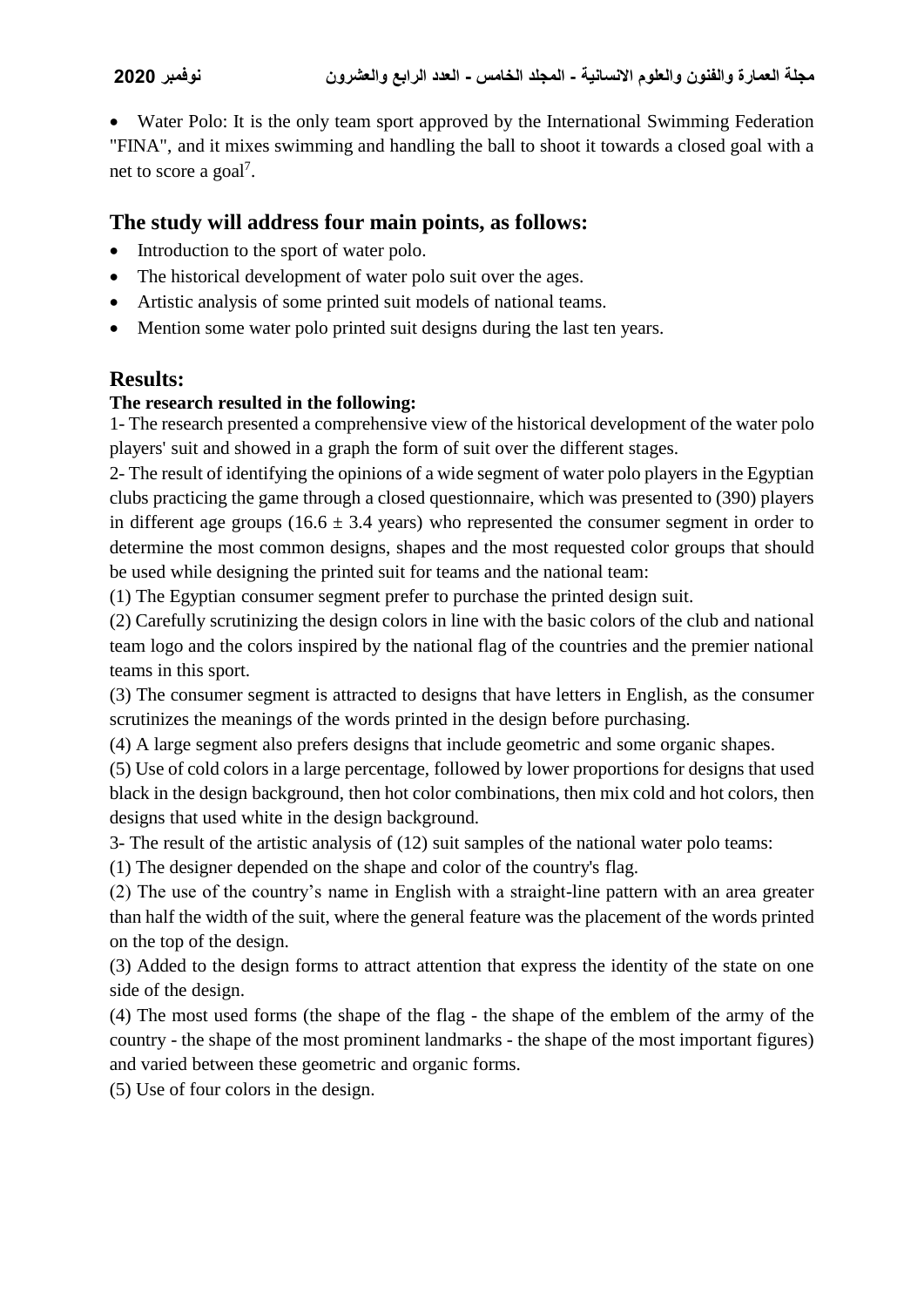- Water Polo: It is the only team sport approved by the International Swimming Federation "FINA", and it mixes swimming and handling the ball to shoot it towards a closed goal with a net to score a goal[7].

## The study will address four main points, as follows:

- Introduction to the sport of water polo.
- The historical development of water polo suit over the ages.
- Artistic analysis of some printed suit models of national teams.
- Mention some water polo printed suit designs during the last ten years.

## Results:

**The research resulted in the following:**

1- The research presented a comprehensive view of the historical development of the water polo players' suit and showed in a graph the form of suit over the different stages.

2- The result of identifying the opinions of a wide segment of water polo players in the Egyptian clubs practicing the game through a closed questionnaire, which was presented to (390) players in different age groups ($16.6 \pm 3.4$ years) who represented the consumer segment in order to determine the most common designs, shapes and the most requested color groups that should be used while designing the printed suit for teams and the national team:

(1) The Egyptian consumer segment prefer to purchase the printed design suit.

(2) Carefully scrutinizing the design colors in line with the basic colors of the club and national team logo and the colors inspired by the national flag of the countries and the premier national teams in this sport.

(3) The consumer segment is attracted to designs that have letters in English, as the consumer scrutinizes the meanings of the words printed in the design before purchasing.

(4) A large segment also prefers designs that include geometric and some organic shapes.

(5) Use of cold colors in a large percentage, followed by lower proportions for designs that used black in the design background, then hot color combinations, then mix cold and hot colors, then designs that used white in the design background.

3- The result of the artistic analysis of (12) suit samples of the national water polo teams:

(1) The designer depended on the shape and color of the country's flag.

(2) The use of the country's name in English with a straight-line pattern with an area greater than half the width of the suit, where the general feature was the placement of the words printed on the top of the design.

(3) Added to the design forms to attract attention that express the identity of the state on one side of the design.

(4) The most used forms (the shape of the flag - the shape of the emblem of the army of the country - the shape of the most prominent landmarks - the shape of the most important figures) and varied between these geometric and organic forms.

(5) Use of four colors in the design.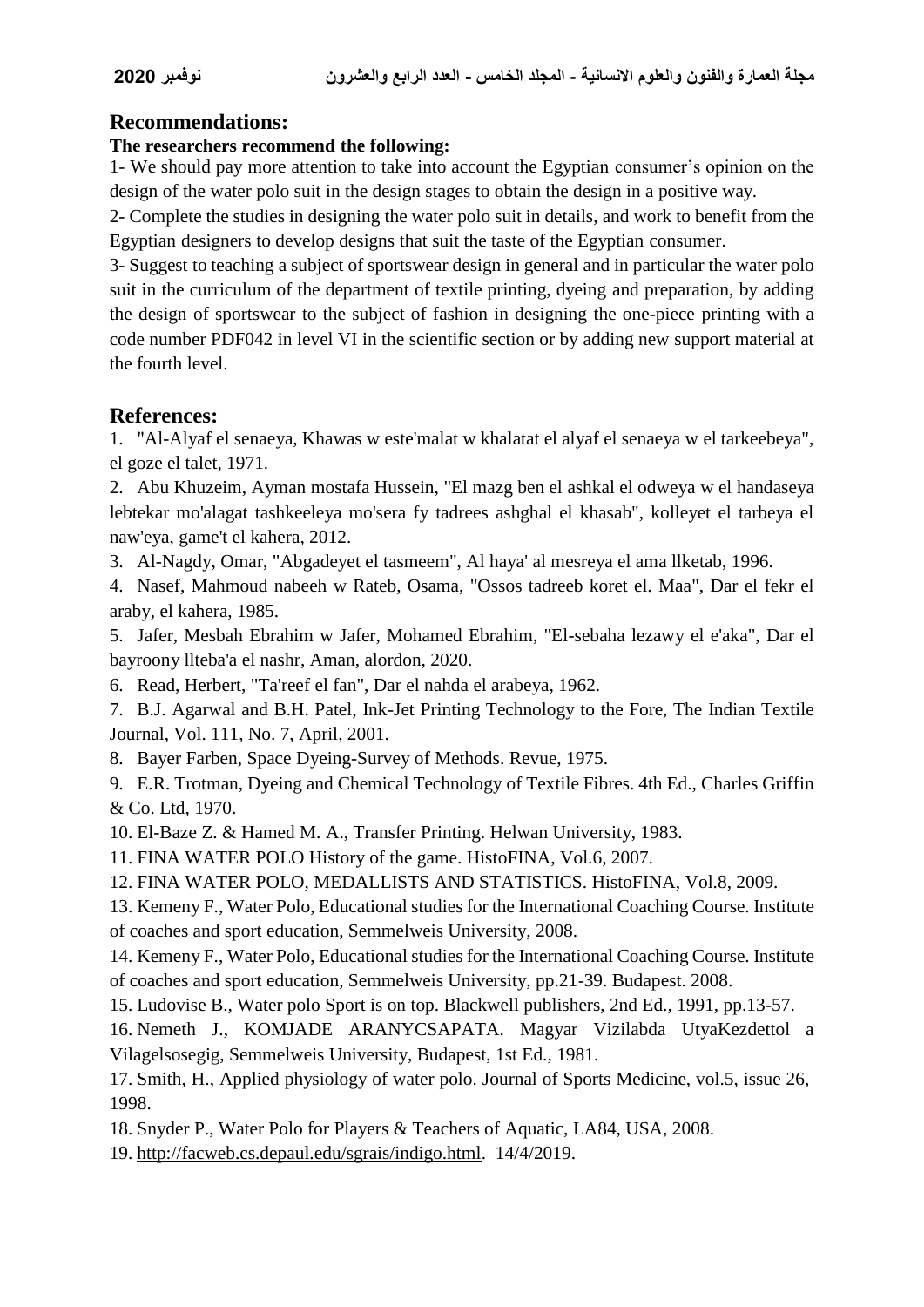## Recommendations:

**The researchers recommend the following:**

1- We should pay more attention to take into account the Egyptian consumer's opinion on the design of the water polo suit in the design stages to obtain the design in a positive way.

2- Complete the studies in designing the water polo suit in details, and work to benefit from the Egyptian designers to develop designs that suit the taste of the Egyptian consumer.

3- Suggest to teaching a subject of sportswear design in general and in particular the water polo suit in the curriculum of the department of textile printing, dyeing and preparation, by adding the design of sportswear to the subject of fashion in designing the one-piece printing with a code number PDF042 in level VI in the scientific section or by adding new support material at the fourth level.

## References:

1. "Al-Alyaf el senaeya, Khawas w este'malat w khalatat el alyaf el senaeya w el tarkeebeya", el goze el talet, 1971.
2. Abu Khuzeim, Ayman mostafa Hussein, "El mazg ben el ashkal el odweya w el handaseya lebtekar mo'alagat tashkeeleya mo'sera fy tadrees ashghal el khasab", kolleyet el tarbeya el naw'eya, game't el kahera, 2012.
3. Al-Nagdy, Omar, "Abgadeyet el tasmeem", Al haya' al mesreya el ama llketab, 1996.
4. Nasef, Mahmoud nabeeh w Rateb, Osama, "Ossos tadreeb koret el. Maa", Dar el fekr el araby, el kahera, 1985.
5. Jafer, Mesbah Ebrahim w Jafer, Mohamed Ebrahim, "El-sebaha lezawy el e'aka", Dar el bayroony llteba'a el nashr, Aman, alordon, 2020.
6. Read, Herbert, "Ta'reef el fan", Dar el nahda el arabeya, 1962.
7. B.J. Agarwal and B.H. Patel, Ink-Jet Printing Technology to the Fore, The Indian Textile Journal, Vol. 111, No. 7, April, 2001.
8. Bayer Farben, Space Dyeing-Survey of Methods. Revue, 1975.
9. E.R. Trotman, Dyeing and Chemical Technology of Textile Fibres. 4th Ed., Charles Griffin & Co. Ltd, 1970.
10. El-Baze Z. & Hamed M. A., Transfer Printing. Helwan University, 1983.
11. FINA WATER POLO History of the game. HistoFINA, Vol.6, 2007.
12. FINA WATER POLO, MEDALLISTS AND STATISTICS. HistoFINA, Vol.8, 2009.
13. Kemeny F., Water Polo, Educational studies for the International Coaching Course. Institute of coaches and sport education, Semmelweis University, 2008.
14. Kemeny F., Water Polo, Educational studies for the International Coaching Course. Institute of coaches and sport education, Semmelweis University, pp.21-39. Budapest. 2008.
15. Ludovise B., Water polo Sport is on top. Blackwell publishers, 2nd Ed., 1991, pp.13-57.
16. Nemeth J., KOMJADE ARANYCSAPATA. Magyar Vizilabda UtyaKezdettol a Vilagelsosegig, Semmelweis University, Budapest, 1st Ed., 1981.
17. Smith, H., Applied physiology of water polo. Journal of Sports Medicine, vol.5, issue 26, 1998.
18. Snyder P., Water Polo for Players & Teachers of Aquatic, LA84, USA, 2008.
19. http://facweb.cs.depaul.edu/sgrais/indigo.html. 14/4/2019.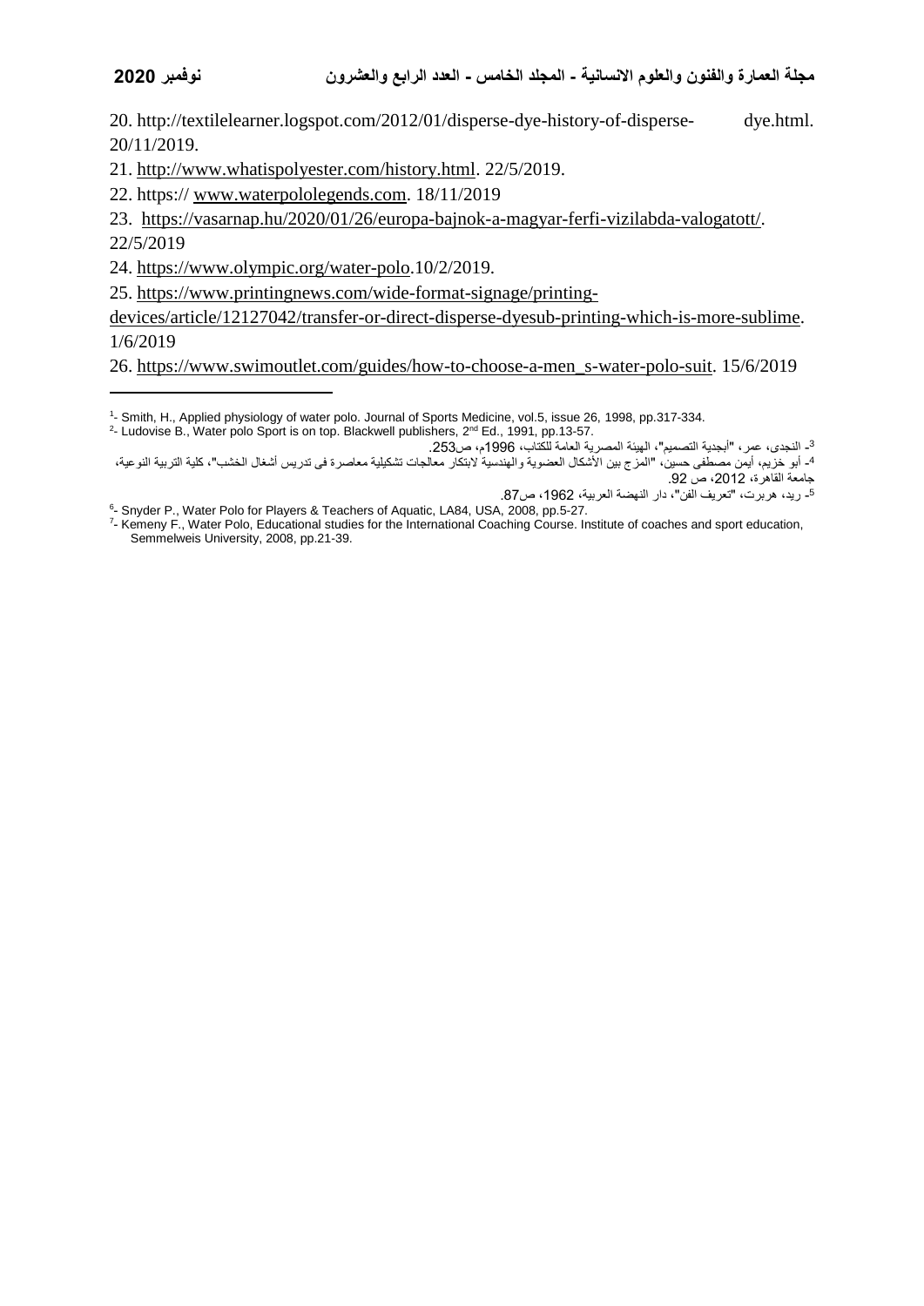20. http://textilelearner.logspot.com/2012/01/disperse-dye-history-of-disperse- dye.html. 20/11/2019.

21. http://www.whatispolyester.com/history.html. 22/5/2019.

22. https:// www.waterpololegends.com. 18/11/2019

23. https://vasarnap.hu/2020/01/26/europa-bajnok-a-magyar-ferfi-vizilabda-valogatott/. 22/5/2019

24. https://www.olympic.org/water-polo.10/2/2019.

25. https://www.printingnews.com/wide-format-signage/printing-devices/article/12127042/transfer-or-direct-disperse-dyesub-printing-which-is-more-sublime. 1/6/2019

26. https://www.swimoutlet.com/guides/how-to-choose-a-men_s-water-polo-suit. 15/6/2019

---

[1]- Smith, H., Applied physiology of water polo. Journal of Sports Medicine, vol.5, issue 26, 1998, pp.317-334.

[2]- Ludovise B., Water polo Sport is on top. Blackwell publishers, 2nd Ed., 1991, pp.13-57.

[3]- النجدى، عمر، "أبجدية التصميم"، الهيئة المصرية العامة للكتاب، 1996م، ص253.

[4]- أبو خزيم، أيمن مصطفى حسين، "المزج بين الأشكال العضوية والهندسية لابتكار معالجات تشكيلية معاصرة فى تدريس أشغال الخشب"، كلية التربية النوعية، جامعة القاهرة، 2012، ص 92.

[5]- ريد، هربرت، "تعريف الفن"، دار النهضة العربية، 1962، ص87.

[6]- Snyder P., Water Polo for Players & Teachers of Aquatic, LA84, USA, 2008, pp.5-27.

[7]- Kemeny F., Water Polo, Educational studies for the International Coaching Course. Institute of coaches and sport education, Semmelweis University, 2008, pp.21-39.